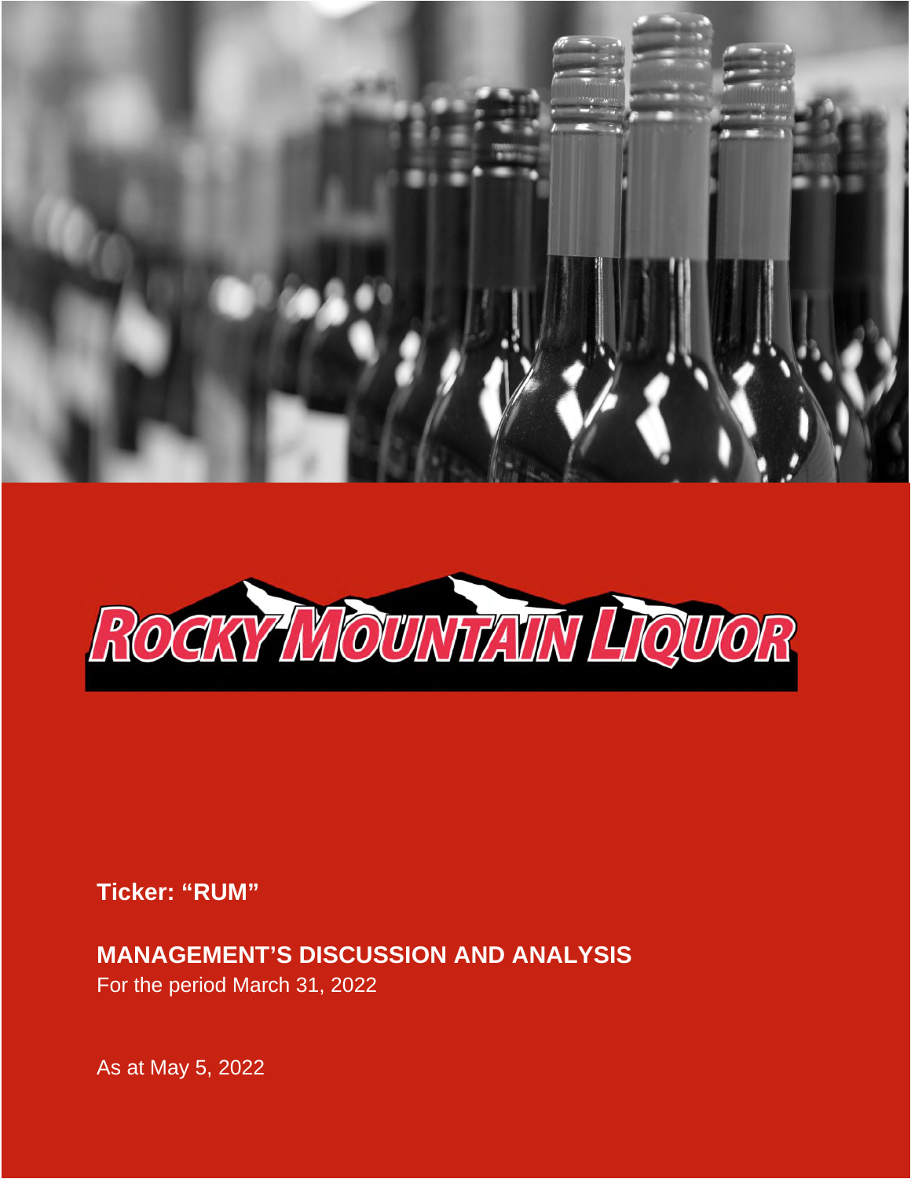# ROCKY MOUNTAIN LIQUOR

**Ticker: "RUM"**

## MANAGEMENT'S DISCUSSION AND ANALYSIS

For the period March 31, 2022

As at May 5, 2022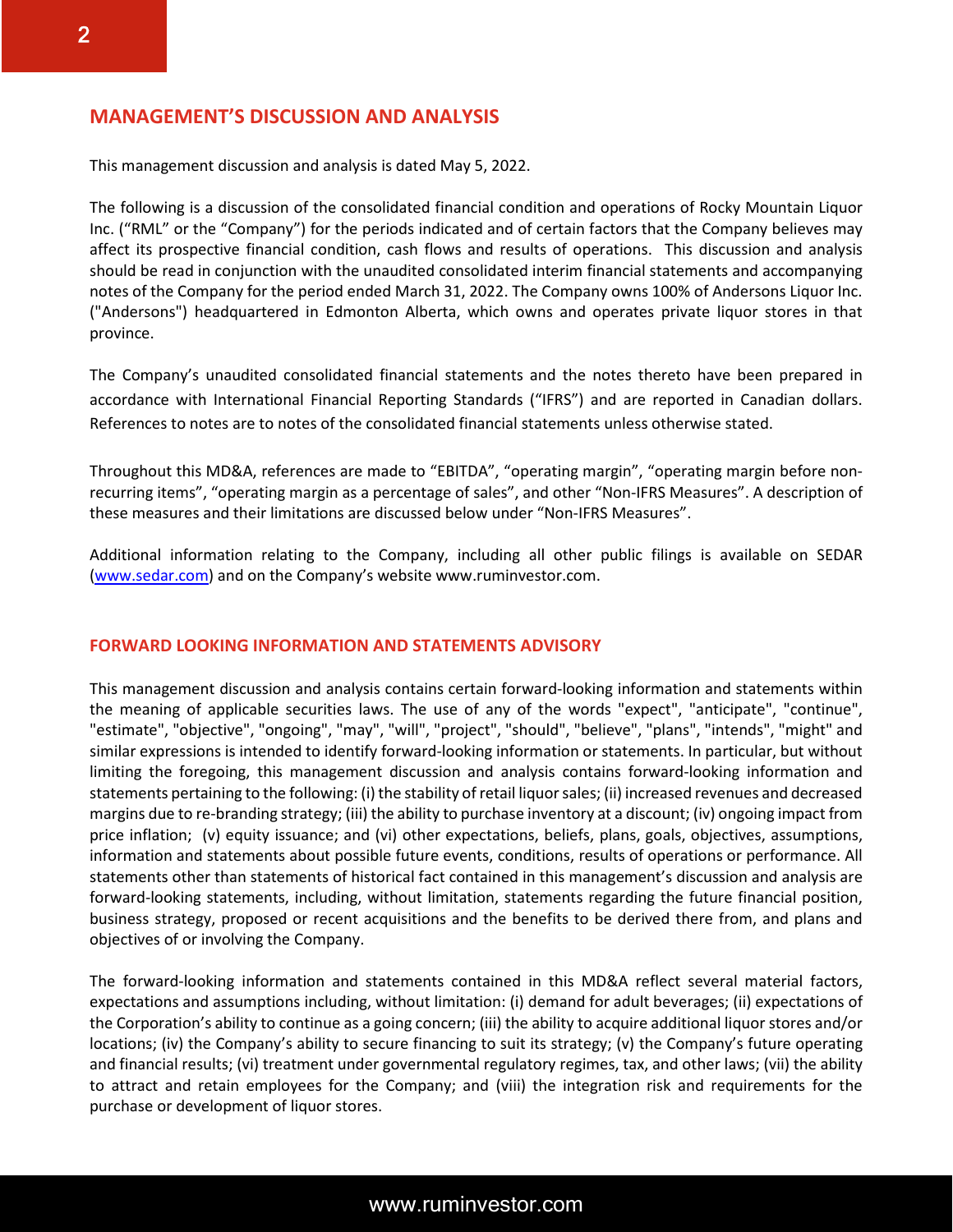## MANAGEMENT'S DISCUSSION AND ANALYSIS

This management discussion and analysis is dated May 5, 2022.

The following is a discussion of the consolidated financial condition and operations of Rocky Mountain Liquor Inc. ("RML" or the "Company") for the periods indicated and of certain factors that the Company believes may affect its prospective financial condition, cash flows and results of operations. This discussion and analysis should be read in conjunction with the unaudited consolidated interim financial statements and accompanying notes of the Company for the period ended March 31, 2022. The Company owns 100% of Andersons Liquor Inc. ("Andersons") headquartered in Edmonton Alberta, which owns and operates private liquor stores in that province.

The Company's unaudited consolidated financial statements and the notes thereto have been prepared in accordance with International Financial Reporting Standards ("IFRS") and are reported in Canadian dollars. References to notes are to notes of the consolidated financial statements unless otherwise stated.

Throughout this MD&A, references are made to "EBITDA", "operating margin", "operating margin before non-recurring items", "operating margin as a percentage of sales", and other "Non-IFRS Measures". A description of these measures and their limitations are discussed below under "Non-IFRS Measures".

Additional information relating to the Company, including all other public filings is available on SEDAR (www.sedar.com) and on the Company's website www.ruminvestor.com.

### FORWARD LOOKING INFORMATION AND STATEMENTS ADVISORY

This management discussion and analysis contains certain forward-looking information and statements within the meaning of applicable securities laws. The use of any of the words "expect", "anticipate", "continue", "estimate", "objective", "ongoing", "may", "will", "project", "should", "believe", "plans", "intends", "might" and similar expressions is intended to identify forward-looking information or statements. In particular, but without limiting the foregoing, this management discussion and analysis contains forward-looking information and statements pertaining to the following: (i) the stability of retail liquor sales; (ii) increased revenues and decreased margins due to re-branding strategy; (iii) the ability to purchase inventory at a discount; (iv) ongoing impact from price inflation; (v) equity issuance; and (vi) other expectations, beliefs, plans, goals, objectives, assumptions, information and statements about possible future events, conditions, results of operations or performance. All statements other than statements of historical fact contained in this management's discussion and analysis are forward-looking statements, including, without limitation, statements regarding the future financial position, business strategy, proposed or recent acquisitions and the benefits to be derived there from, and plans and objectives of or involving the Company.

The forward-looking information and statements contained in this MD&A reflect several material factors, expectations and assumptions including, without limitation: (i) demand for adult beverages; (ii) expectations of the Corporation's ability to continue as a going concern; (iii) the ability to acquire additional liquor stores and/or locations; (iv) the Company's ability to secure financing to suit its strategy; (v) the Company's future operating and financial results; (vi) treatment under governmental regulatory regimes, tax, and other laws; (vii) the ability to attract and retain employees for the Company; and (viii) the integration risk and requirements for the purchase or development of liquor stores.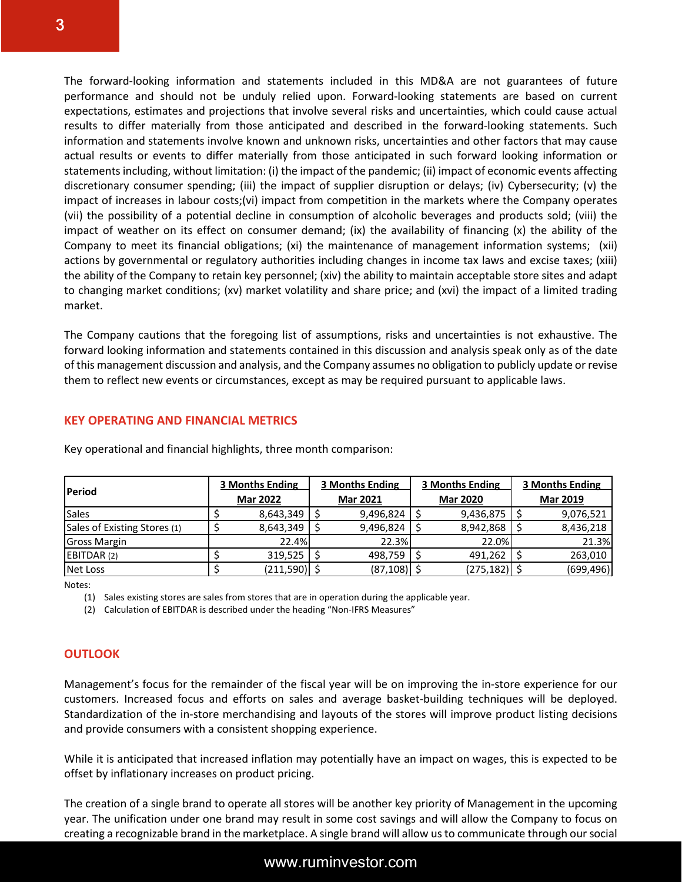The forward-looking information and statements included in this MD&A are not guarantees of future performance and should not be unduly relied upon. Forward-looking statements are based on current expectations, estimates and projections that involve several risks and uncertainties, which could cause actual results to differ materially from those anticipated and described in the forward-looking statements. Such information and statements involve known and unknown risks, uncertainties and other factors that may cause actual results or events to differ materially from those anticipated in such forward looking information or statements including, without limitation: (i) the impact of the pandemic; (ii) impact of economic events affecting discretionary consumer spending; (iii) the impact of supplier disruption or delays; (iv) Cybersecurity; (v) the impact of increases in labour costs;(vi) impact from competition in the markets where the Company operates (vii) the possibility of a potential decline in consumption of alcoholic beverages and products sold; (viii) the impact of weather on its effect on consumer demand; (ix) the availability of financing (x) the ability of the Company to meet its financial obligations; (xi) the maintenance of management information systems; (xii) actions by governmental or regulatory authorities including changes in income tax laws and excise taxes; (xiii) the ability of the Company to retain key personnel; (xiv) the ability to maintain acceptable store sites and adapt to changing market conditions; (xv) market volatility and share price; and (xvi) the impact of a limited trading market.

The Company cautions that the foregoing list of assumptions, risks and uncertainties is not exhaustive. The forward looking information and statements contained in this discussion and analysis speak only as of the date of this management discussion and analysis, and the Company assumes no obligation to publicly update or revise them to reflect new events or circumstances, except as may be required pursuant to applicable laws.

## KEY OPERATING AND FINANCIAL METRICS

Key operational and financial highlights, three month comparison:

| Period | 3 Months Ending Mar 2022 | 3 Months Ending Mar 2021 | 3 Months Ending Mar 2020 | 3 Months Ending Mar 2019 |
|---|---|---|---|---|
| Sales | $ 8,643,349 | $ 9,496,824 | $ 9,436,875 | $ 9,076,521 |
| Sales of Existing Stores (1) | $ 8,643,349 | $ 9,496,824 | $ 8,942,868 | $ 8,436,218 |
| Gross Margin | 22.4% | 22.3% | 22.0% | 21.3% |
| EBITDAR (2) | $ 319,525 | $ 498,759 | $ 491,262 | $ 263,010 |
| Net Loss | $ (211,590) | $ (87,108) | $ (275,182) | $ (699,496) |

Notes:

1. Sales existing stores are sales from stores that are in operation during the applicable year.
2. Calculation of EBITDAR is described under the heading "Non-IFRS Measures"

## OUTLOOK

Management's focus for the remainder of the fiscal year will be on improving the in-store experience for our customers. Increased focus and efforts on sales and average basket-building techniques will be deployed. Standardization of the in-store merchandising and layouts of the stores will improve product listing decisions and provide consumers with a consistent shopping experience.

While it is anticipated that increased inflation may potentially have an impact on wages, this is expected to be offset by inflationary increases on product pricing.

The creation of a single brand to operate all stores will be another key priority of Management in the upcoming year. The unification under one brand may result in some cost savings and will allow the Company to focus on creating a recognizable brand in the marketplace. A single brand will allow us to communicate through our social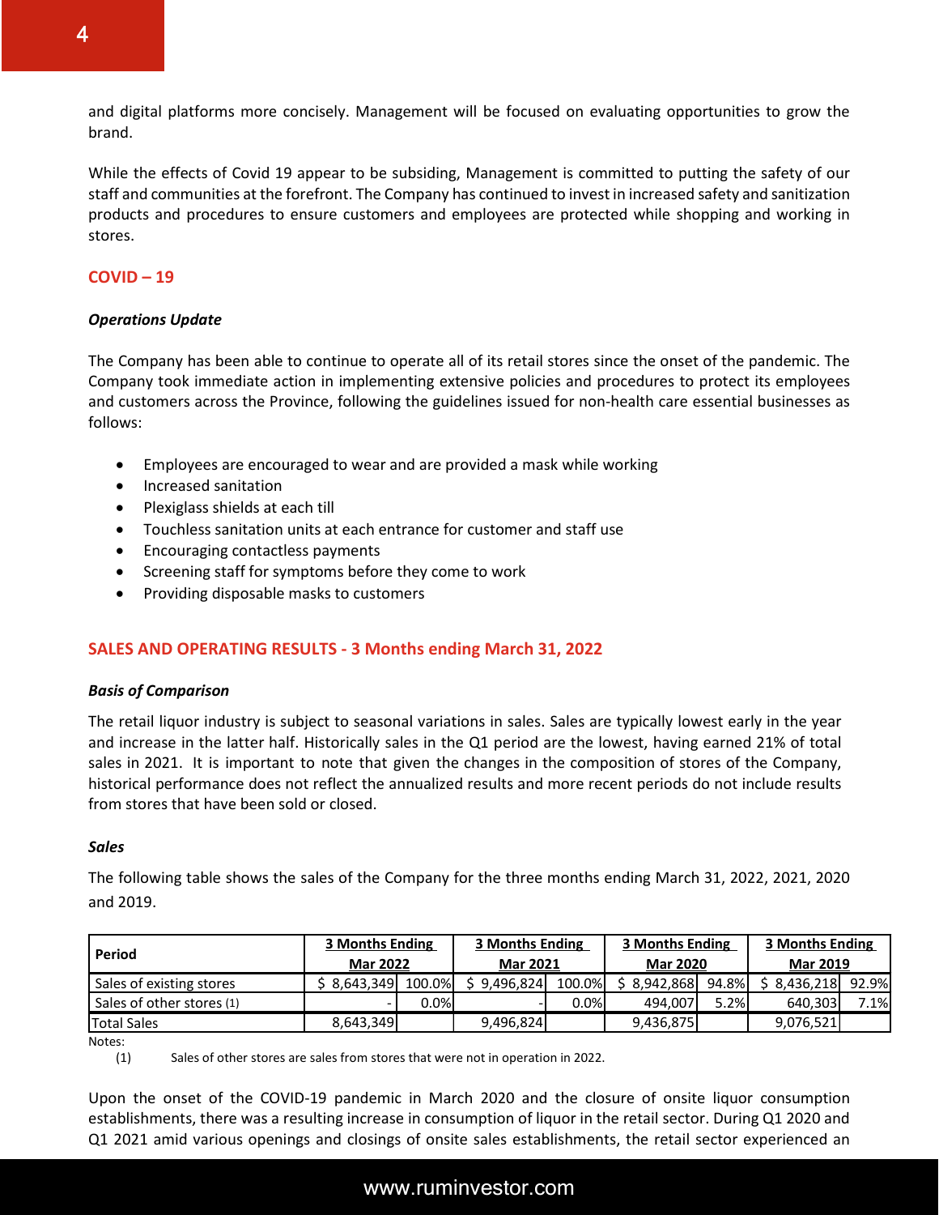and digital platforms more concisely. Management will be focused on evaluating opportunities to grow the brand.

While the effects of Covid 19 appear to be subsiding, Management is committed to putting the safety of our staff and communities at the forefront. The Company has continued to invest in increased safety and sanitization products and procedures to ensure customers and employees are protected while shopping and working in stores.

## COVID – 19

### *Operations Update*

The Company has been able to continue to operate all of its retail stores since the onset of the pandemic. The Company took immediate action in implementing extensive policies and procedures to protect its employees and customers across the Province, following the guidelines issued for non-health care essential businesses as follows:

- Employees are encouraged to wear and are provided a mask while working
- Increased sanitation
- Plexiglass shields at each till
- Touchless sanitation units at each entrance for customer and staff use
- Encouraging contactless payments
- Screening staff for symptoms before they come to work
- Providing disposable masks to customers

## SALES AND OPERATING RESULTS - 3 Months ending March 31, 2022

### *Basis of Comparison*

The retail liquor industry is subject to seasonal variations in sales. Sales are typically lowest early in the year and increase in the latter half. Historically sales in the Q1 period are the lowest, having earned 21% of total sales in 2021. It is important to note that given the changes in the composition of stores of the Company, historical performance does not reflect the annualized results and more recent periods do not include results from stores that have been sold or closed.

### *Sales*

The following table shows the sales of the Company for the three months ending March 31, 2022, 2021, 2020 and 2019.

| Period | 3 Months Ending Mar 2022 | | 3 Months Ending Mar 2021 | | 3 Months Ending Mar 2020 | | 3 Months Ending Mar 2019 | |
|---|---|---|---|---|---|---|---|---|
| Sales of existing stores | $ 8,643,349 | 100.0% | $ 9,496,824 | 100.0% | $ 8,942,868 | 94.8% | $ 8,436,218 | 92.9% |
| Sales of other stores (1) | - | 0.0% | - | 0.0% | 494,007 | 5.2% | 640,303 | 7.1% |
| Total Sales | 8,643,349 | | 9,496,824 | | 9,436,875 | | 9,076,521 | |

Notes:

(1) Sales of other stores are sales from stores that were not in operation in 2022.

Upon the onset of the COVID-19 pandemic in March 2020 and the closure of onsite liquor consumption establishments, there was a resulting increase in consumption of liquor in the retail sector. During Q1 2020 and Q1 2021 amid various openings and closings of onsite sales establishments, the retail sector experienced an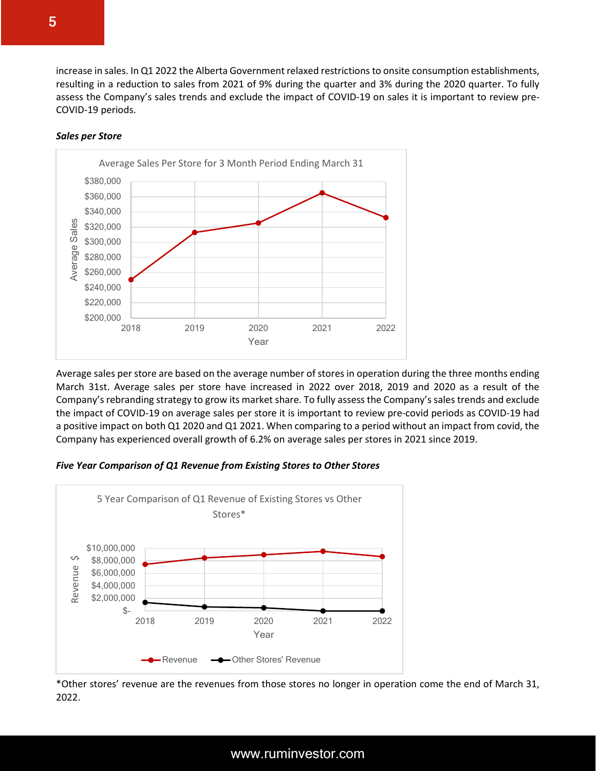increase in sales. In Q1 2022 the Alberta Government relaxed restrictions to onsite consumption establishments, resulting in a reduction to sales from 2021 of 9% during the quarter and 3% during the 2020 quarter. To fully assess the Company's sales trends and exclude the impact of COVID-19 on sales it is important to review pre-COVID-19 periods.

***Sales per Store***

Average Sales Per Store for 3 Month Period Ending March 31

Average sales per store are based on the average number of stores in operation during the three months ending March 31st. Average sales per store have increased in 2022 over 2018, 2019 and 2020 as a result of the Company's rebranding strategy to grow its market share. To fully assess the Company's sales trends and exclude the impact of COVID-19 on average sales per store it is important to review pre-covid periods as COVID-19 had a positive impact on both Q1 2020 and Q1 2021. When comparing to a period without an impact from covid, the Company has experienced overall growth of 6.2% on average sales per stores in 2021 since 2019.

***Five Year Comparison of Q1 Revenue from Existing Stores to Other Stores***

5 Year Comparison of Q1 Revenue of Existing Stores vs Other Stores*

*Other stores' revenue are the revenues from those stores no longer in operation come the end of March 31, 2022.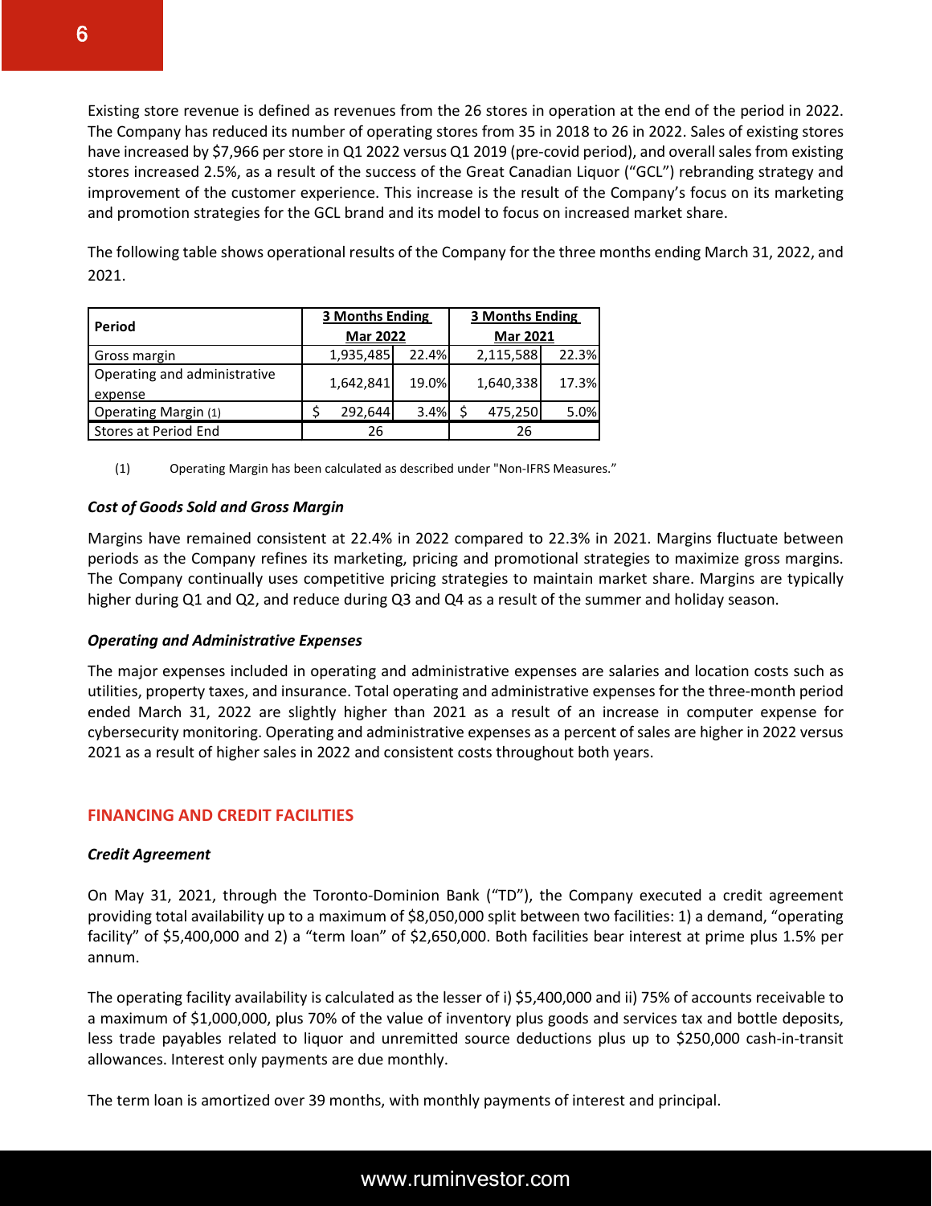Existing store revenue is defined as revenues from the 26 stores in operation at the end of the period in 2022. The Company has reduced its number of operating stores from 35 in 2018 to 26 in 2022. Sales of existing stores have increased by $7,966 per store in Q1 2022 versus Q1 2019 (pre-covid period), and overall sales from existing stores increased 2.5%, as a result of the success of the Great Canadian Liquor ("GCL") rebranding strategy and improvement of the customer experience. This increase is the result of the Company's focus on its marketing and promotion strategies for the GCL brand and its model to focus on increased market share.

The following table shows operational results of the Company for the three months ending March 31, 2022, and 2021.

| Period | 3 Months Ending Mar 2022 | | 3 Months Ending Mar 2021 | |
|---|---|---|---|---|
| Gross margin | 1,935,485 | 22.4% | 2,115,588 | 22.3% |
| Operating and administrative expense | 1,642,841 | 19.0% | 1,640,338 | 17.3% |
| Operating Margin (1) | $ 292,644 | 3.4% | $ 475,250 | 5.0% |
| Stores at Period End | 26 | | 26 | |

(1) Operating Margin has been calculated as described under "Non-IFRS Measures."

***Cost of Goods Sold and Gross Margin***

Margins have remained consistent at 22.4% in 2022 compared to 22.3% in 2021. Margins fluctuate between periods as the Company refines its marketing, pricing and promotional strategies to maximize gross margins. The Company continually uses competitive pricing strategies to maintain market share. Margins are typically higher during Q1 and Q2, and reduce during Q3 and Q4 as a result of the summer and holiday season.

***Operating and Administrative Expenses***

The major expenses included in operating and administrative expenses are salaries and location costs such as utilities, property taxes, and insurance. Total operating and administrative expenses for the three-month period ended March 31, 2022, are slightly higher than 2021 as a result of an increase in computer expense for cybersecurity monitoring. Operating and administrative expenses as a percent of sales are higher in 2022 versus 2021 as a result of higher sales in 2022 and consistent costs throughout both years.

## FINANCING AND CREDIT FACILITIES

***Credit Agreement***

On May 31, 2021, through the Toronto-Dominion Bank ("TD"), the Company executed a credit agreement providing total availability up to a maximum of $8,050,000 split between two facilities: 1) a demand, "operating facility" of $5,400,000 and 2) a "term loan" of $2,650,000. Both facilities bear interest at prime plus 1.5% per annum.

The operating facility availability is calculated as the lesser of i) $5,400,000 and ii) 75% of accounts receivable to a maximum of $1,000,000, plus 70% of the value of inventory plus goods and services tax and bottle deposits, less trade payables related to liquor and unremitted source deductions plus up to $250,000 cash-in-transit allowances. Interest only payments are due monthly.

The term loan is amortized over 39 months, with monthly payments of interest and principal.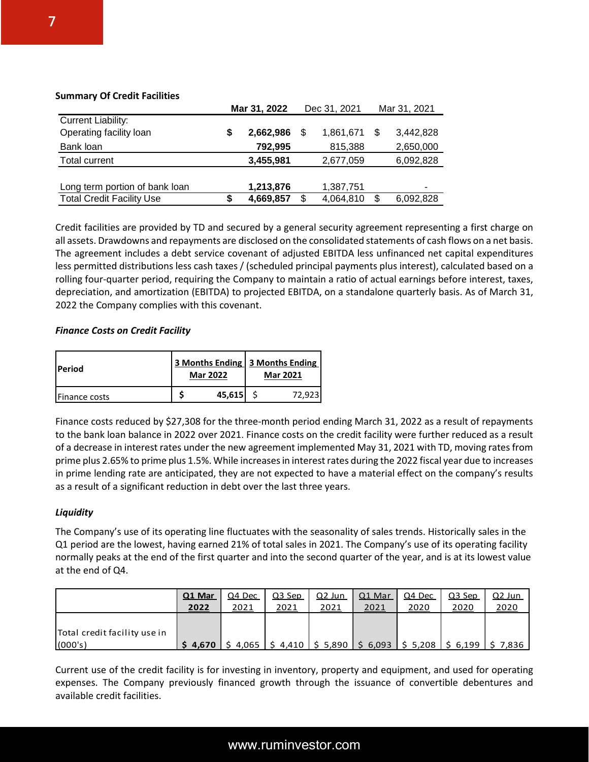**Summary Of Credit Facilities**

| | Mar 31, 2022 | Dec 31, 2021 | Mar 31, 2021 |
|---|---|---|---|
| Current Liability: | | | |
| Operating facility loan | **$ 2,662,986** | $ 1,861,671 | $ 3,442,828 |
| Bank loan | **792,995** | 815,388 | 2,650,000 |
| Total current | **3,455,981** | 2,677,059 | 6,092,828 |
| | | | |
| Long term portion of bank loan | **1,213,876** | 1,387,751 | - |
| Total Credit Facility Use | **$ 4,669,857** | $ 4,064,810 | $ 6,092,828 |

Credit facilities are provided by TD and secured by a general security agreement representing a first charge on all assets. Drawdowns and repayments are disclosed on the consolidated statements of cash flows on a net basis. The agreement includes a debt service covenant of adjusted EBITDA less unfinanced net capital expenditures less permitted distributions less cash taxes / (scheduled principal payments plus interest), calculated based on a rolling four-quarter period, requiring the Company to maintain a ratio of actual earnings before interest, taxes, depreciation, and amortization (EBITDA) to projected EBITDA, on a standalone quarterly basis. As of March 31, 2022 the Company complies with this covenant.

***Finance Costs on Credit Facility***

| Period | 3 Months Ending Mar 2022 | 3 Months Ending Mar 2021 |
|---|---|---|
| Finance costs | **$ 45,615** | $ 72,923 |

Finance costs reduced by $27,308 for the three-month period ending March 31, 2022 as a result of repayments to the bank loan balance in 2022 over 2021. Finance costs on the credit facility were further reduced as a result of a decrease in interest rates under the new agreement implemented May 31, 2021 with TD, moving rates from prime plus 2.65% to prime plus 1.5%. While increases in interest rates during the 2022 fiscal year due to increases in prime lending rate are anticipated, they are not expected to have a material effect on the company's results as a result of a significant reduction in debt over the last three years.

***Liquidity***

The Company's use of its operating line fluctuates with the seasonality of sales trends. Historically sales in the Q1 period are the lowest, having earned 21% of total sales in 2021. The Company's use of its operating facility normally peaks at the end of the first quarter and into the second quarter of the year, and is at its lowest value at the end of Q4.

| | Q1 Mar 2022 | Q4 Dec 2021 | Q3 Sep 2021 | Q2 Jun 2021 | Q1 Mar 2021 | Q4 Dec 2020 | Q3 Sep 2020 | Q2 Jun 2020 |
|---|---|---|---|---|---|---|---|---|
| Total credit facility use in (000's) | **$ 4,670** | $ 4,065 | $ 4,410 | $ 5,890 | $ 6,093 | $ 5,208 | $ 6,199 | $ 7,836 |

Current use of the credit facility is for investing in inventory, property and equipment, and used for operating expenses. The Company previously financed growth through the issuance of convertible debentures and available credit facilities.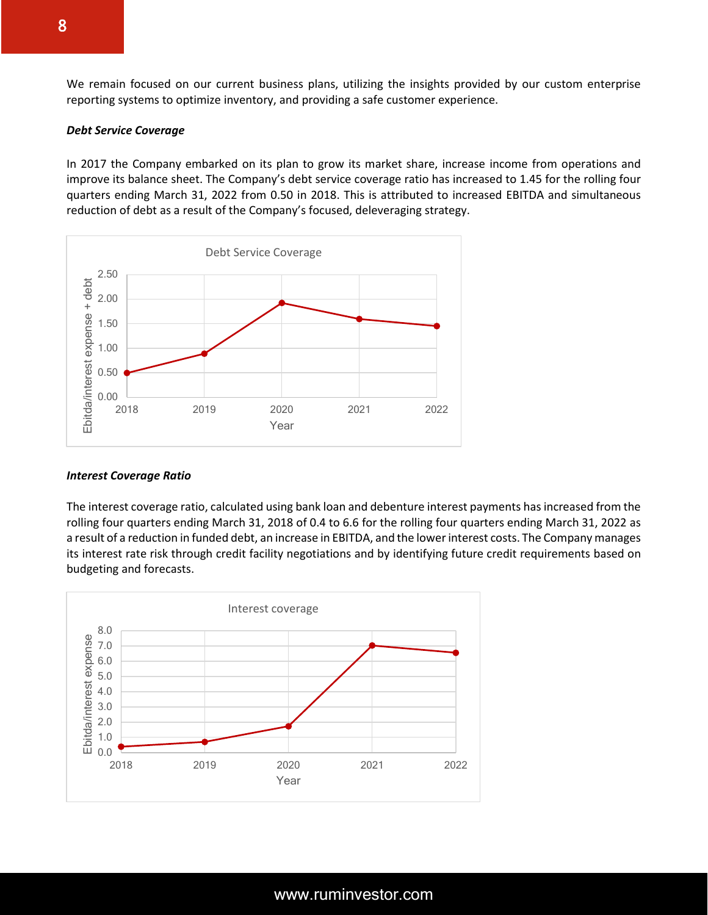We remain focused on our current business plans, utilizing the insights provided by our custom enterprise reporting systems to optimize inventory, and providing a safe customer experience.

***Debt Service Coverage***

In 2017 the Company embarked on its plan to grow its market share, increase income from operations and improve its balance sheet. The Company's debt service coverage ratio has increased to 1.45 for the rolling four quarters ending March 31, 2022 from 0.50 in 2018. This is attributed to increased EBITDA and simultaneous reduction of debt as a result of the Company's focused, deleveraging strategy.

***Interest Coverage Ratio***

The interest coverage ratio, calculated using bank loan and debenture interest payments has increased from the rolling four quarters ending March 31, 2018 of 0.4 to 6.6 for the rolling four quarters ending March 31, 2022 as a result of a reduction in funded debt, an increase in EBITDA, and the lower interest costs. The Company manages its interest rate risk through credit facility negotiations and by identifying future credit requirements based on budgeting and forecasts.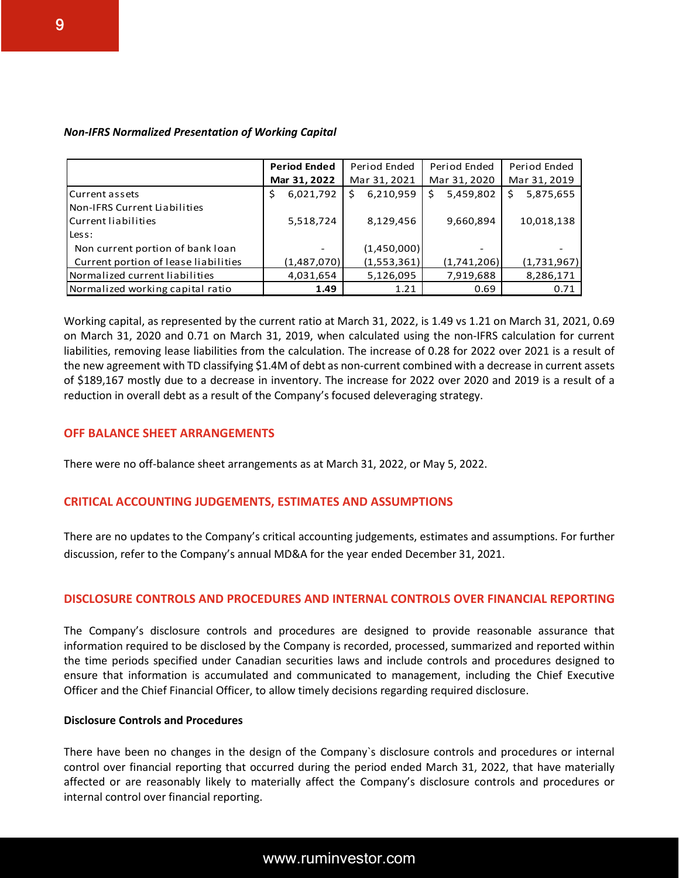***Non-IFRS Normalized Presentation of Working Capital***

| | **Period Ended Mar 31, 2022** | Period Ended Mar 31, 2021 | Period Ended Mar 31, 2020 | Period Ended Mar 31, 2019 |
|---|---|---|---|---|
| Current assets | $ 6,021,792 | $ 6,210,959 | $ 5,459,802 | $ 5,875,655 |
| Non-IFRS Current Liabilities | | | | |
| Current liabilities | 5,518,724 | 8,129,456 | 9,660,894 | 10,018,138 |
| Less: | | | | |
| Non current portion of bank loan | - | (1,450,000) | - | - |
| Current portion of lease liabilities | (1,487,070) | (1,553,361) | (1,741,206) | (1,731,967) |
| Normalized current liabilities | 4,031,654 | 5,126,095 | 7,919,688 | 8,286,171 |
| Normalized working capital ratio | **1.49** | 1.21 | 0.69 | 0.71 |

Working capital, as represented by the current ratio at March 31, 2022, is 1.49 vs 1.21 on March 31, 2021, 0.69 on March 31, 2020 and 0.71 on March 31, 2019, when calculated using the non-IFRS calculation for current liabilities, removing lease liabilities from the calculation. The increase of 0.28 for 2022 over 2021 is a result of the new agreement with TD classifying $1.4M of debt as non-current combined with a decrease in current assets of $189,167 mostly due to a decrease in inventory. The increase for 2022 over 2020 and 2019 is a result of a reduction in overall debt as a result of the Company's focused deleveraging strategy.

## OFF BALANCE SHEET ARRANGEMENTS

There were no off-balance sheet arrangements as at March 31, 2022, or May 5, 2022.

## CRITICAL ACCOUNTING JUDGEMENTS, ESTIMATES AND ASSUMPTIONS

There are no updates to the Company's critical accounting judgements, estimates and assumptions. For further discussion, refer to the Company's annual MD&A for the year ended December 31, 2021.

## DISCLOSURE CONTROLS AND PROCEDURES AND INTERNAL CONTROLS OVER FINANCIAL REPORTING

The Company's disclosure controls and procedures are designed to provide reasonable assurance that information required to be disclosed by the Company is recorded, processed, summarized and reported within the time periods specified under Canadian securities laws and include controls and procedures designed to ensure that information is accumulated and communicated to management, including the Chief Executive Officer and the Chief Financial Officer, to allow timely decisions regarding required disclosure.

**Disclosure Controls and Procedures**

There have been no changes in the design of the Company`s disclosure controls and procedures or internal control over financial reporting that occurred during the period ended March 31, 2022, that have materially affected or are reasonably likely to materially affect the Company's disclosure controls and procedures or internal control over financial reporting.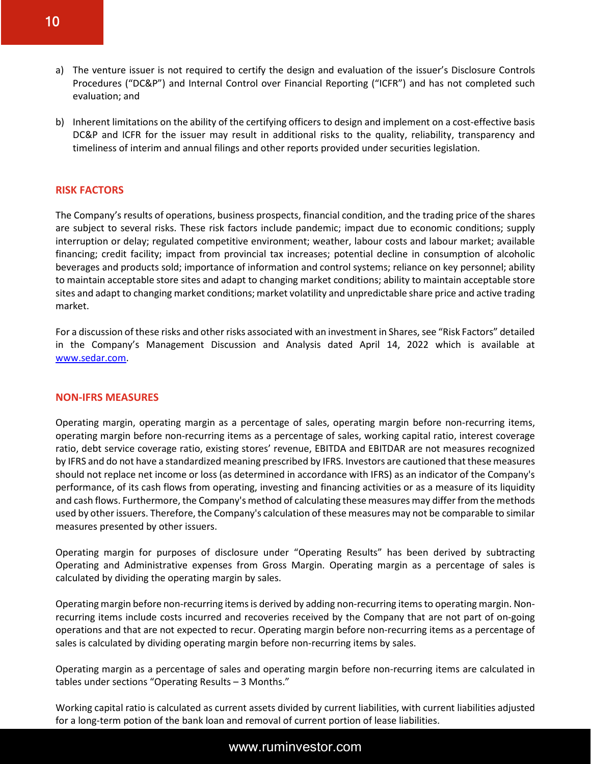a) The venture issuer is not required to certify the design and evaluation of the issuer's Disclosure Controls Procedures ("DC&P") and Internal Control over Financial Reporting ("ICFR") and has not completed such evaluation; and

b) Inherent limitations on the ability of the certifying officers to design and implement on a cost-effective basis DC&P and ICFR for the issuer may result in additional risks to the quality, reliability, transparency and timeliness of interim and annual filings and other reports provided under securities legislation.

## RISK FACTORS

The Company's results of operations, business prospects, financial condition, and the trading price of the shares are subject to several risks. These risk factors include pandemic; impact due to economic conditions; supply interruption or delay; regulated competitive environment; weather, labour costs and labour market; available financing; credit facility; impact from provincial tax increases; potential decline in consumption of alcoholic beverages and products sold; importance of information and control systems; reliance on key personnel; ability to maintain acceptable store sites and adapt to changing market conditions; ability to maintain acceptable store sites and adapt to changing market conditions; market volatility and unpredictable share price and active trading market.

For a discussion of these risks and other risks associated with an investment in Shares, see "Risk Factors" detailed in the Company's Management Discussion and Analysis dated April 14, 2022 which is available at www.sedar.com.

## NON-IFRS MEASURES

Operating margin, operating margin as a percentage of sales, operating margin before non-recurring items, operating margin before non-recurring items as a percentage of sales, working capital ratio, interest coverage ratio, debt service coverage ratio, existing stores' revenue, EBITDA and EBITDAR are not measures recognized by IFRS and do not have a standardized meaning prescribed by IFRS. Investors are cautioned that these measures should not replace net income or loss (as determined in accordance with IFRS) as an indicator of the Company's performance, of its cash flows from operating, investing and financing activities or as a measure of its liquidity and cash flows. Furthermore, the Company's method of calculating these measures may differ from the methods used by other issuers. Therefore, the Company's calculation of these measures may not be comparable to similar measures presented by other issuers.

Operating margin for purposes of disclosure under "Operating Results" has been derived by subtracting Operating and Administrative expenses from Gross Margin. Operating margin as a percentage of sales is calculated by dividing the operating margin by sales.

Operating margin before non-recurring items is derived by adding non-recurring items to operating margin. Non-recurring items include costs incurred and recoveries received by the Company that are not part of on-going operations and that are not expected to recur. Operating margin before non-recurring items as a percentage of sales is calculated by dividing operating margin before non-recurring items by sales.

Operating margin as a percentage of sales and operating margin before non-recurring items are calculated in tables under sections "Operating Results – 3 Months."

Working capital ratio is calculated as current assets divided by current liabilities, with current liabilities adjusted for a long-term potion of the bank loan and removal of current portion of lease liabilities.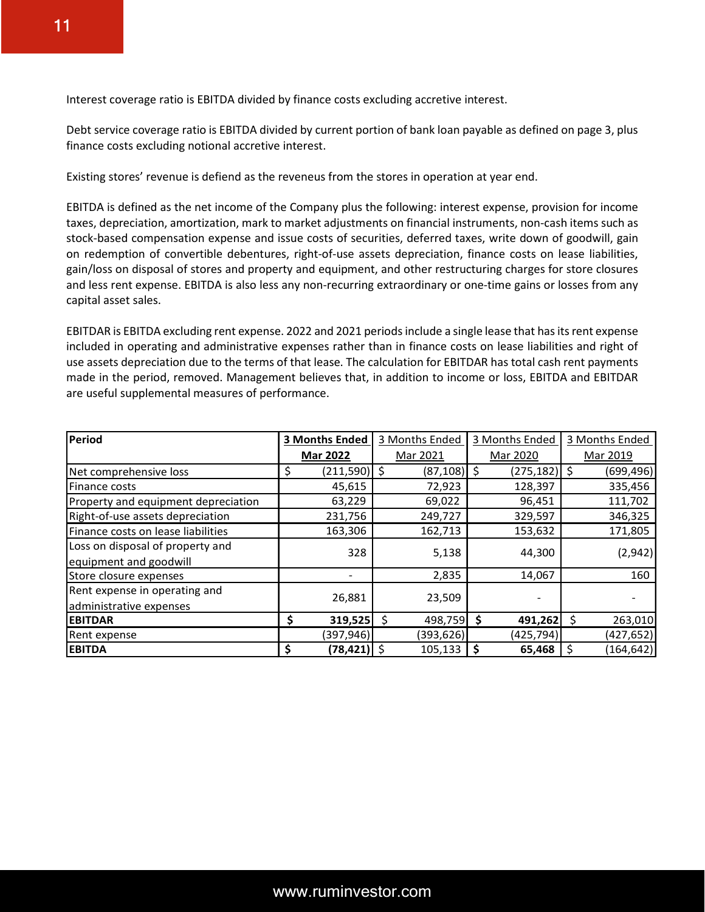Interest coverage ratio is EBITDA divided by finance costs excluding accretive interest.

Debt service coverage ratio is EBITDA divided by current portion of bank loan payable as defined on page 3, plus finance costs excluding notional accretive interest.

Existing stores' revenue is defiend as the reveneus from the stores in operation at year end.

EBITDA is defined as the net income of the Company plus the following: interest expense, provision for income taxes, depreciation, amortization, mark to market adjustments on financial instruments, non-cash items such as stock-based compensation expense and issue costs of securities, deferred taxes, write down of goodwill, gain on redemption of convertible debentures, right-of-use assets depreciation, finance costs on lease liabilities, gain/loss on disposal of stores and property and equipment, and other restructuring charges for store closures and less rent expense. EBITDA is also less any non-recurring extraordinary or one-time gains or losses from any capital asset sales.

EBITDAR is EBITDA excluding rent expense. 2022 and 2021 periods include a single lease that has its rent expense included in operating and administrative expenses rather than in finance costs on lease liabilities and right of use assets depreciation due to the terms of that lease. The calculation for EBITDAR has total cash rent payments made in the period, removed. Management believes that, in addition to income or loss, EBITDA and EBITDAR are useful supplemental measures of performance.

| **Period** | **3 Months Ended Mar 2022** | 3 Months Ended Mar 2021 | 3 Months Ended Mar 2020 | 3 Months Ended Mar 2019 |
|---|---|---|---|---|
| Net comprehensive loss | $ (211,590) | $ (87,108) | $ (275,182) | $ (699,496) |
| Finance costs | 45,615 | 72,923 | 128,397 | 335,456 |
| Property and equipment depreciation | 63,229 | 69,022 | 96,451 | 111,702 |
| Right-of-use assets depreciation | 231,756 | 249,727 | 329,597 | 346,325 |
| Finance costs on lease liabilities | 163,306 | 162,713 | 153,632 | 171,805 |
| Loss on disposal of property and equipment and goodwill | 328 | 5,138 | 44,300 | (2,942) |
| Store closure expenses | - | 2,835 | 14,067 | 160 |
| Rent expense in operating and administrative expenses | 26,881 | 23,509 | - | - |
| **EBITDAR** | **$ 319,525** | $ 498,759 | **$ 491,262** | $ 263,010 |
| Rent expense | (397,946) | (393,626) | (425,794) | (427,652) |
| **EBITDA** | **$ (78,421)** | $ 105,133 | **$ 65,468** | $ (164,642) |